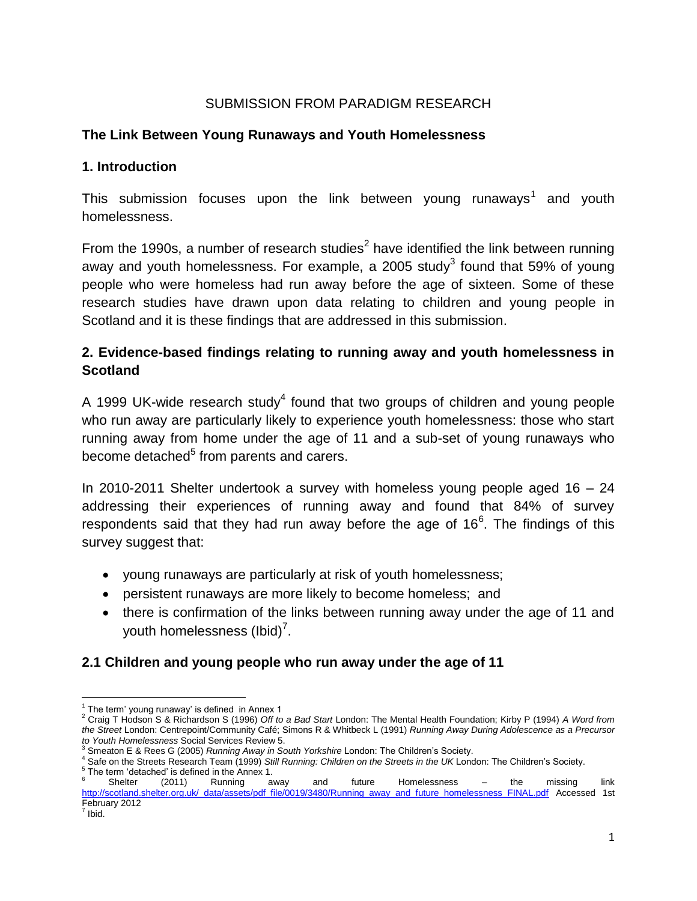SUBMISSION FROM PARADIGM RESEARCH

## The Link Between Young Runaways and Youth Homelessness

### 1. Introduction

This submission focuses upon the link between young runaways[1] and youth homelessness.

From the 1990s, a number of research studies[2] have identified the link between running away and youth homelessness. For example, a 2005 study[3] found that 59% of young people who were homeless had run away before the age of sixteen. Some of these research studies have drawn upon data relating to children and young people in Scotland and it is these findings that are addressed in this submission.

### 2. Evidence-based findings relating to running away and youth homelessness in Scotland

A 1999 UK-wide research study[4] found that two groups of children and young people who run away are particularly likely to experience youth homelessness: those who start running away from home under the age of 11 and a sub-set of young runaways who become detached[5] from parents and carers.

In 2010-2011 Shelter undertook a survey with homeless young people aged 16 – 24 addressing their experiences of running away and found that 84% of survey respondents said that they had run away before the age of 16[6]. The findings of this survey suggest that:

- young runaways are particularly at risk of youth homelessness;
- persistent runaways are more likely to become homeless; and
- there is confirmation of the links between running away under the age of 11 and youth homelessness (Ibid)[7].

### 2.1 Children and young people who run away under the age of 11

---

[1] The term' young runaway' is defined in Annex 1

[2] Craig T Hodson S & Richardson S (1996) *Off to a Bad Start* London: The Mental Health Foundation; Kirby P (1994) *A Word from the Street* London: Centrepoint/Community Café; Simons R & Whitbeck L (1991) *Running Away During Adolescence as a Precursor to Youth Homelessness* Social Services Review 5.

[3] Smeaton E & Rees G (2005) *Running Away in South Yorkshire* London: The Children's Society.

[4] Safe on the Streets Research Team (1999) *Still Running: Children on the Streets in the UK* London: The Children's Society.

[5] The term 'detached' is defined in the Annex 1.

[6] Shelter (2011) Running away and future Homelessness – the missing link http://scotland.shelter.org.uk/_data/assets/pdf_file/0019/3480/Running_away_and_future_homelessness_FINAL.pdf Accessed 1st February 2012

[7] Ibid.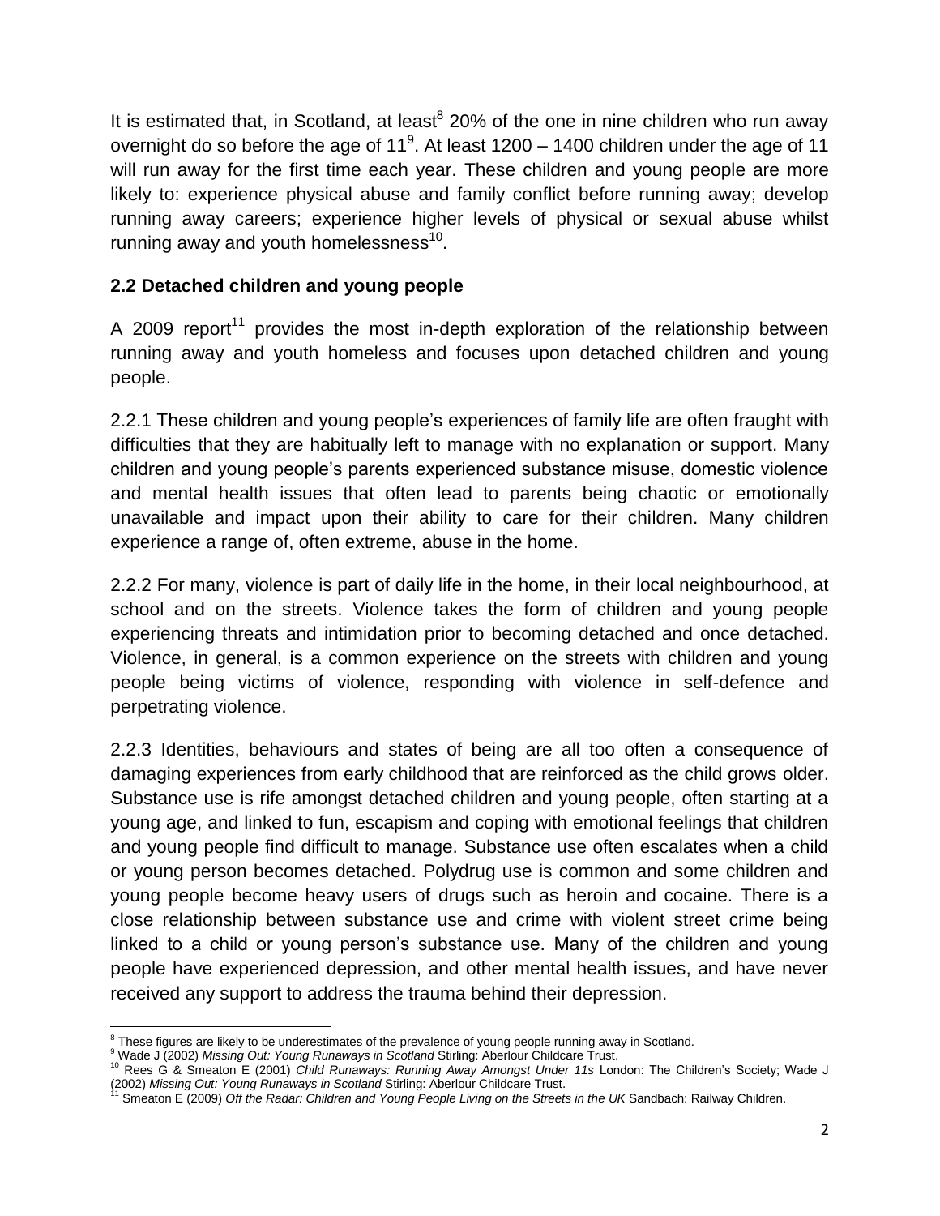It is estimated that, in Scotland, at least[8] 20% of the one in nine children who run away overnight do so before the age of 11[9]. At least 1200 – 1400 children under the age of 11 will run away for the first time each year. These children and young people are more likely to: experience physical abuse and family conflict before running away; develop running away careers; experience higher levels of physical or sexual abuse whilst running away and youth homelessness[10].

## 2.2 Detached children and young people

A 2009 report[11] provides the most in-depth exploration of the relationship between running away and youth homeless and focuses upon detached children and young people.

2.2.1 These children and young people's experiences of family life are often fraught with difficulties that they are habitually left to manage with no explanation or support. Many children and young people's parents experienced substance misuse, domestic violence and mental health issues that often lead to parents being chaotic or emotionally unavailable and impact upon their ability to care for their children. Many children experience a range of, often extreme, abuse in the home.

2.2.2 For many, violence is part of daily life in the home, in their local neighbourhood, at school and on the streets. Violence takes the form of children and young people experiencing threats and intimidation prior to becoming detached and once detached. Violence, in general, is a common experience on the streets with children and young people being victims of violence, responding with violence in self-defence and perpetrating violence.

2.2.3 Identities, behaviours and states of being are all too often a consequence of damaging experiences from early childhood that are reinforced as the child grows older. Substance use is rife amongst detached children and young people, often starting at a young age, and linked to fun, escapism and coping with emotional feelings that children and young people find difficult to manage. Substance use often escalates when a child or young person becomes detached. Polydrug use is common and some children and young people become heavy users of drugs such as heroin and cocaine. There is a close relationship between substance use and crime with violent street crime being linked to a child or young person's substance use. Many of the children and young people have experienced depression, and other mental health issues, and have never received any support to address the trauma behind their depression.

---

[8] These figures are likely to be underestimates of the prevalence of young people running away in Scotland.

[9] Wade J (2002) *Missing Out: Young Runaways in Scotland* Stirling: Aberlour Childcare Trust.

[10] Rees G & Smeaton E (2001) *Child Runaways: Running Away Amongst Under 11s* London: The Children's Society; Wade J (2002) *Missing Out: Young Runaways in Scotland* Stirling: Aberlour Childcare Trust.

[11] Smeaton E (2009) *Off the Radar: Children and Young People Living on the Streets in the UK* Sandbach: Railway Children.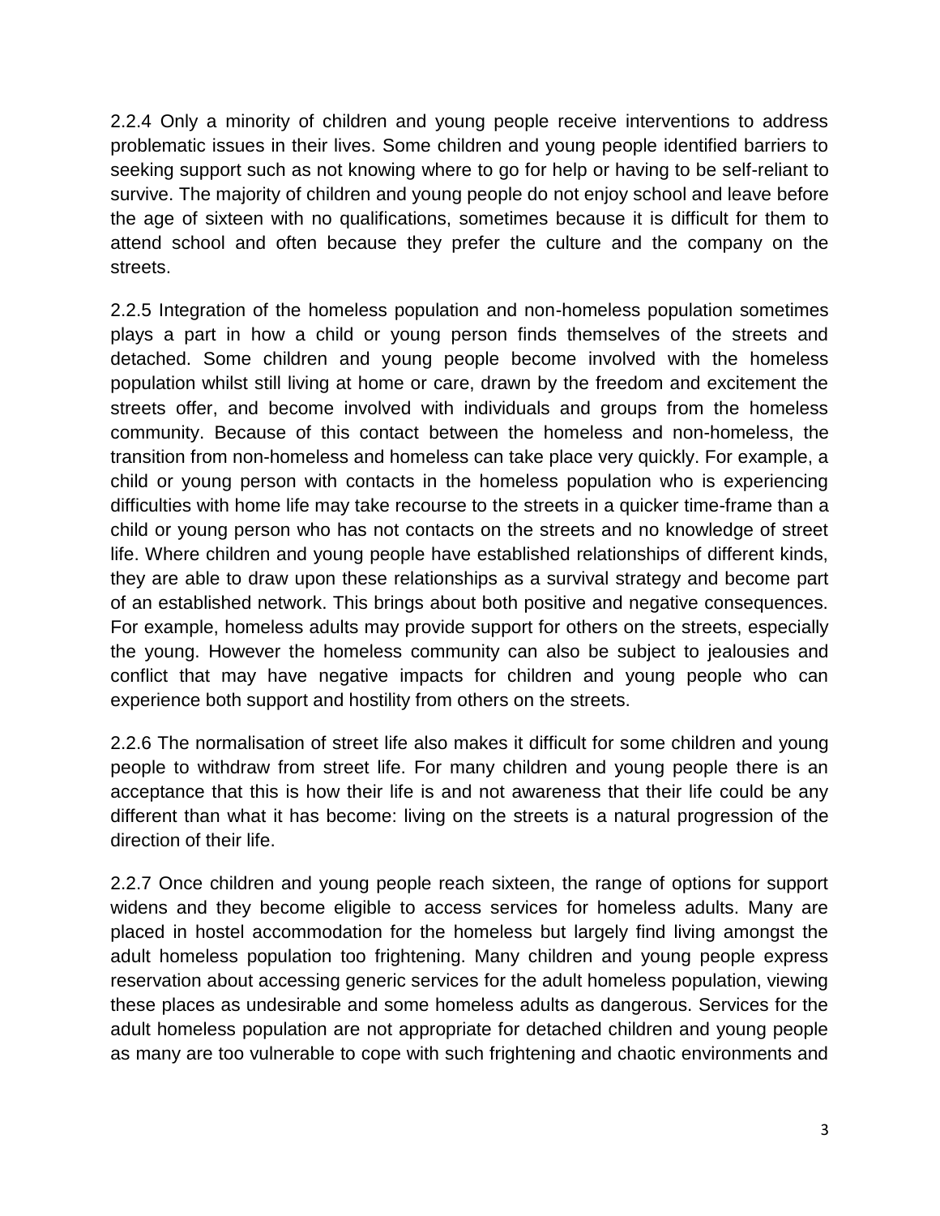2.2.4 Only a minority of children and young people receive interventions to address problematic issues in their lives. Some children and young people identified barriers to seeking support such as not knowing where to go for help or having to be self-reliant to survive. The majority of children and young people do not enjoy school and leave before the age of sixteen with no qualifications, sometimes because it is difficult for them to attend school and often because they prefer the culture and the company on the streets.

2.2.5 Integration of the homeless population and non-homeless population sometimes plays a part in how a child or young person finds themselves of the streets and detached. Some children and young people become involved with the homeless population whilst still living at home or care, drawn by the freedom and excitement the streets offer, and become involved with individuals and groups from the homeless community. Because of this contact between the homeless and non-homeless, the transition from non-homeless and homeless can take place very quickly. For example, a child or young person with contacts in the homeless population who is experiencing difficulties with home life may take recourse to the streets in a quicker time-frame than a child or young person who has not contacts on the streets and no knowledge of street life. Where children and young people have established relationships of different kinds, they are able to draw upon these relationships as a survival strategy and become part of an established network. This brings about both positive and negative consequences. For example, homeless adults may provide support for others on the streets, especially the young. However the homeless community can also be subject to jealousies and conflict that may have negative impacts for children and young people who can experience both support and hostility from others on the streets.

2.2.6 The normalisation of street life also makes it difficult for some children and young people to withdraw from street life. For many children and young people there is an acceptance that this is how their life is and not awareness that their life could be any different than what it has become: living on the streets is a natural progression of the direction of their life.

2.2.7 Once children and young people reach sixteen, the range of options for support widens and they become eligible to access services for homeless adults. Many are placed in hostel accommodation for the homeless but largely find living amongst the adult homeless population too frightening. Many children and young people express reservation about accessing generic services for the adult homeless population, viewing these places as undesirable and some homeless adults as dangerous. Services for the adult homeless population are not appropriate for detached children and young people as many are too vulnerable to cope with such frightening and chaotic environments and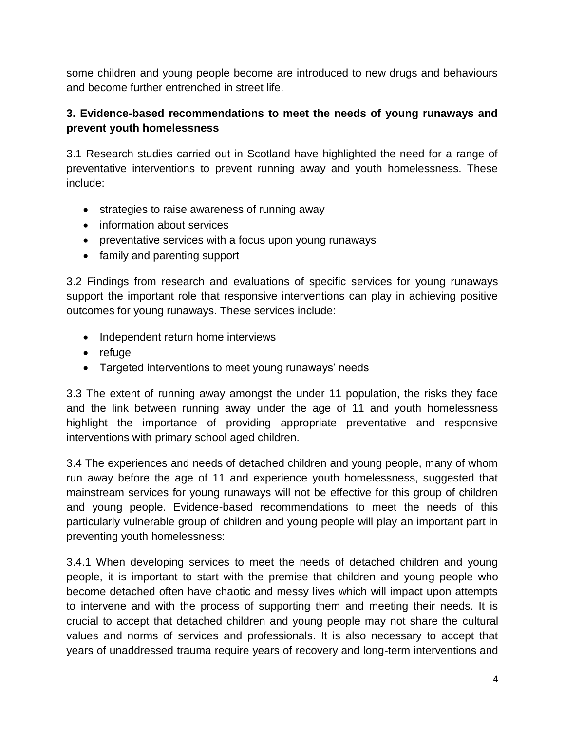some children and young people become are introduced to new drugs and behaviours and become further entrenched in street life.

**3. Evidence-based recommendations to meet the needs of young runaways and prevent youth homelessness**

3.1 Research studies carried out in Scotland have highlighted the need for a range of preventative interventions to prevent running away and youth homelessness. These include:

- strategies to raise awareness of running away
- information about services
- preventative services with a focus upon young runaways
- family and parenting support

3.2 Findings from research and evaluations of specific services for young runaways support the important role that responsive interventions can play in achieving positive outcomes for young runaways. These services include:

- Independent return home interviews
- refuge
- Targeted interventions to meet young runaways' needs

3.3 The extent of running away amongst the under 11 population, the risks they face and the link between running away under the age of 11 and youth homelessness highlight the importance of providing appropriate preventative and responsive interventions with primary school aged children.

3.4 The experiences and needs of detached children and young people, many of whom run away before the age of 11 and experience youth homelessness, suggested that mainstream services for young runaways will not be effective for this group of children and young people. Evidence-based recommendations to meet the needs of this particularly vulnerable group of children and young people will play an important part in preventing youth homelessness:

3.4.1 When developing services to meet the needs of detached children and young people, it is important to start with the premise that children and young people who become detached often have chaotic and messy lives which will impact upon attempts to intervene and with the process of supporting them and meeting their needs. It is crucial to accept that detached children and young people may not share the cultural values and norms of services and professionals. It is also necessary to accept that years of unaddressed trauma require years of recovery and long-term interventions and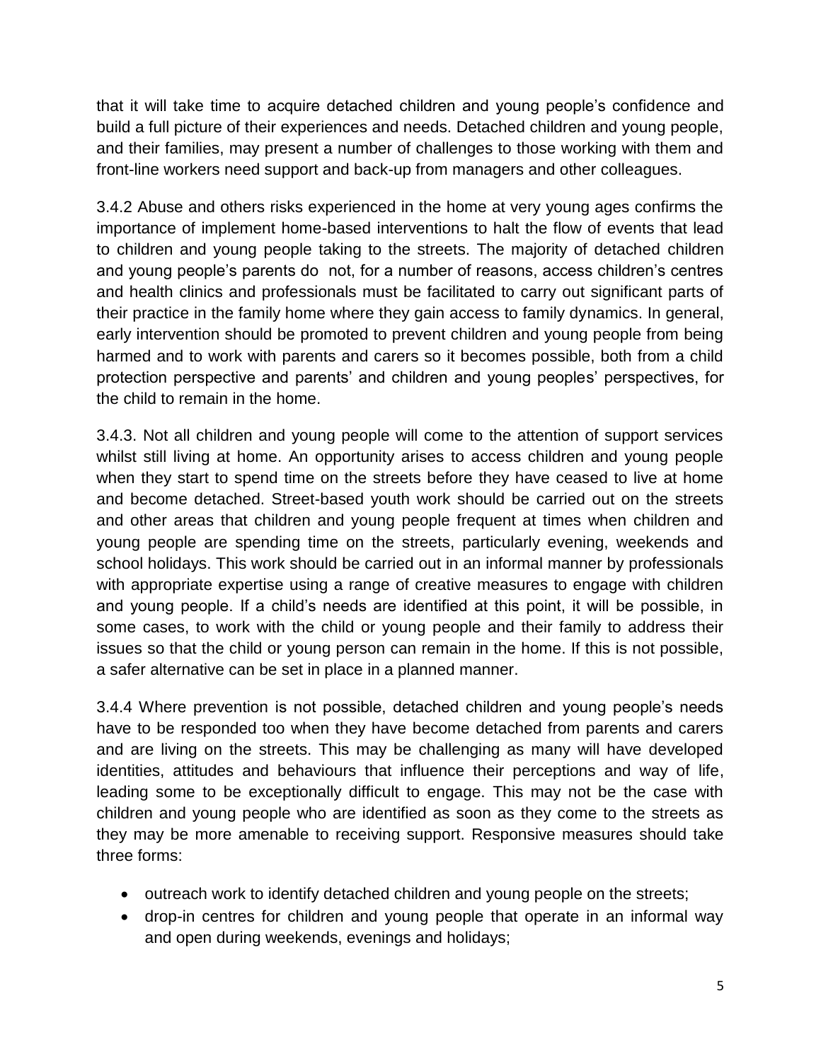that it will take time to acquire detached children and young people's confidence and build a full picture of their experiences and needs. Detached children and young people, and their families, may present a number of challenges to those working with them and front-line workers need support and back-up from managers and other colleagues.

3.4.2 Abuse and others risks experienced in the home at very young ages confirms the importance of implement home-based interventions to halt the flow of events that lead to children and young people taking to the streets. The majority of detached children and young people's parents do not, for a number of reasons, access children's centres and health clinics and professionals must be facilitated to carry out significant parts of their practice in the family home where they gain access to family dynamics. In general, early intervention should be promoted to prevent children and young people from being harmed and to work with parents and carers so it becomes possible, both from a child protection perspective and parents' and children and young peoples' perspectives, for the child to remain in the home.

3.4.3. Not all children and young people will come to the attention of support services whilst still living at home. An opportunity arises to access children and young people when they start to spend time on the streets before they have ceased to live at home and become detached. Street-based youth work should be carried out on the streets and other areas that children and young people frequent at times when children and young people are spending time on the streets, particularly evening, weekends and school holidays. This work should be carried out in an informal manner by professionals with appropriate expertise using a range of creative measures to engage with children and young people. If a child's needs are identified at this point, it will be possible, in some cases, to work with the child or young people and their family to address their issues so that the child or young person can remain in the home. If this is not possible, a safer alternative can be set in place in a planned manner.

3.4.4 Where prevention is not possible, detached children and young people's needs have to be responded too when they have become detached from parents and carers and are living on the streets. This may be challenging as many will have developed identities, attitudes and behaviours that influence their perceptions and way of life, leading some to be exceptionally difficult to engage. This may not be the case with children and young people who are identified as soon as they come to the streets as they may be more amenable to receiving support. Responsive measures should take three forms:

- outreach work to identify detached children and young people on the streets;
- drop-in centres for children and young people that operate in an informal way and open during weekends, evenings and holidays;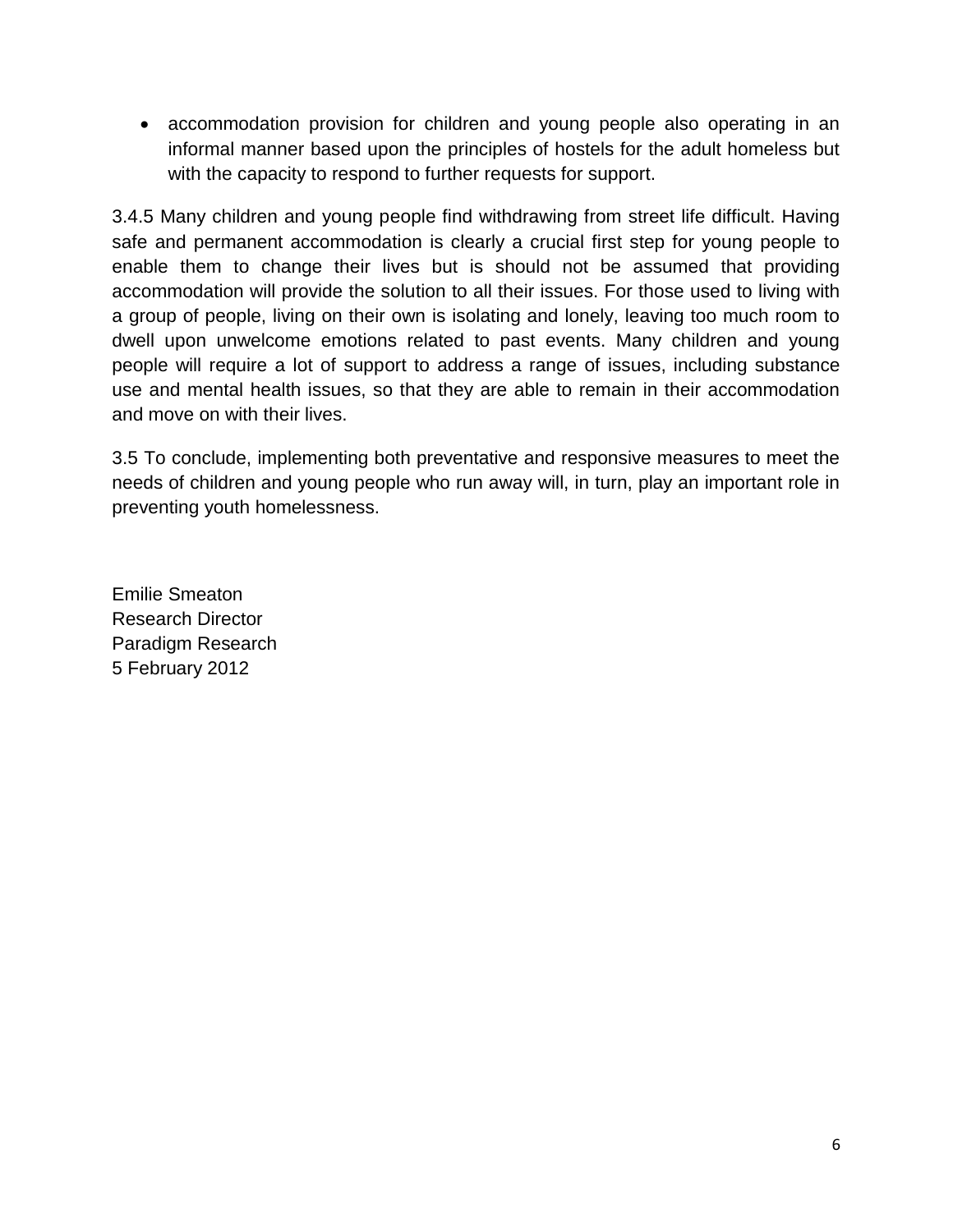- accommodation provision for children and young people also operating in an informal manner based upon the principles of hostels for the adult homeless but with the capacity to respond to further requests for support.

3.4.5 Many children and young people find withdrawing from street life difficult. Having safe and permanent accommodation is clearly a crucial first step for young people to enable them to change their lives but is should not be assumed that providing accommodation will provide the solution to all their issues. For those used to living with a group of people, living on their own is isolating and lonely, leaving too much room to dwell upon unwelcome emotions related to past events. Many children and young people will require a lot of support to address a range of issues, including substance use and mental health issues, so that they are able to remain in their accommodation and move on with their lives.

3.5 To conclude, implementing both preventative and responsive measures to meet the needs of children and young people who run away will, in turn, play an important role in preventing youth homelessness.

Emilie Smeaton  
Research Director  
Paradigm Research  
5 February 2012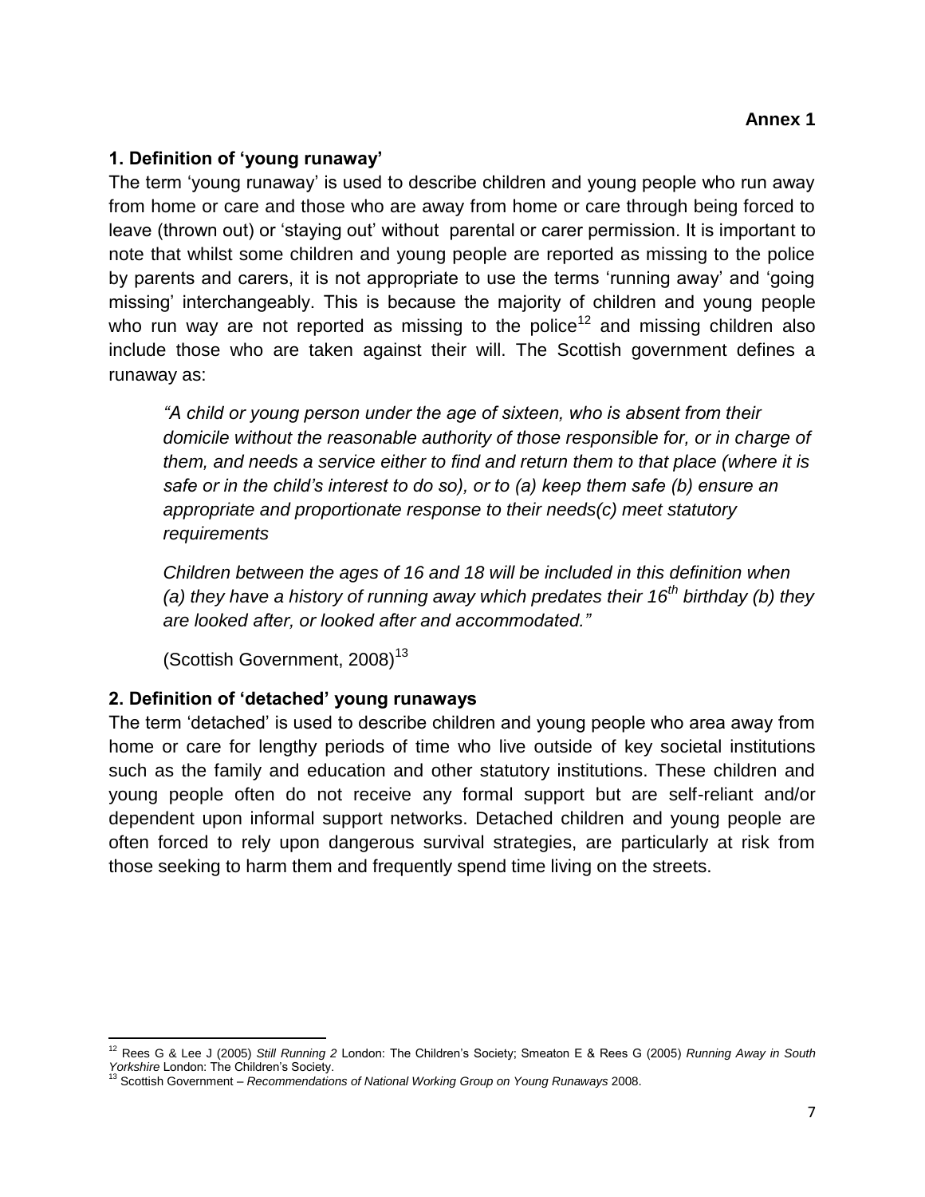**Annex 1**

## 1. Definition of 'young runaway'

The term 'young runaway' is used to describe children and young people who run away from home or care and those who are away from home or care through being forced to leave (thrown out) or 'staying out' without parental or carer permission. It is important to note that whilst some children and young people are reported as missing to the police by parents and carers, it is not appropriate to use the terms 'running away' and 'going missing' interchangeably. This is because the majority of children and young people who run way are not reported as missing to the police[12] and missing children also include those who are taken against their will. The Scottish government defines a runaway as:

> *"A child or young person under the age of sixteen, who is absent from their domicile without the reasonable authority of those responsible for, or in charge of them, and needs a service either to find and return them to that place (where it is safe or in the child's interest to do so), or to (a) keep them safe (b) ensure an appropriate and proportionate response to their needs(c) meet statutory requirements*
>
> *Children between the ages of 16 and 18 will be included in this definition when (a) they have a history of running away which predates their 16th birthday (b) they are looked after, or looked after and accommodated."*
>
> (Scottish Government, 2008)[13]

## 2. Definition of 'detached' young runaways

The term 'detached' is used to describe children and young people who area away from home or care for lengthy periods of time who live outside of key societal institutions such as the family and education and other statutory institutions. These children and young people often do not receive any formal support but are self-reliant and/or dependent upon informal support networks. Detached children and young people are often forced to rely upon dangerous survival strategies, are particularly at risk from those seeking to harm them and frequently spend time living on the streets.

---

[12] Rees G & Lee J (2005) *Still Running 2* London: The Children's Society; Smeaton E & Rees G (2005) *Running Away in South Yorkshire* London: The Children's Society.

[13] Scottish Government – *Recommendations of National Working Group on Young Runaways* 2008.